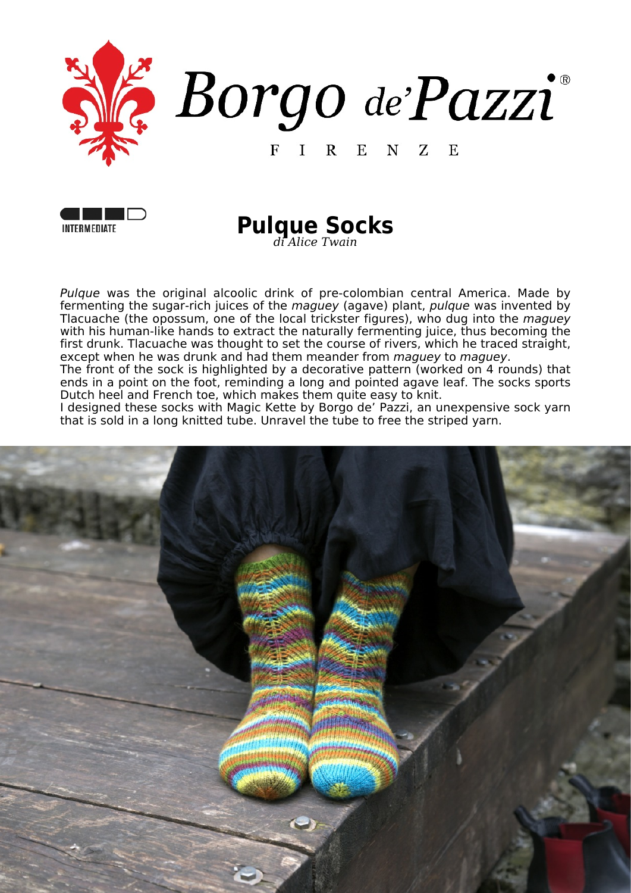# Borgo de'Pazzi®

FIRENZE

INTERMEDIATE

## Pulque Socks

*di Alice Twain*

*Pulque* was the original alcoolic drink of pre-colombian central America. Made by fermenting the sugar-rich juices of the *maguey* (agave) plant, *pulque* was invented by Tlacuache (the opossum, one of the local trickster figures), who dug into the *maguey* with his human-like hands to extract the naturally fermenting juice, thus becoming the first drunk. Tlacuache was thought to set the course of rivers, which he traced straight, except when he was drunk and had them meander from *maguey* to *maguey*.
The front of the sock is highlighted by a decorative pattern (worked on 4 rounds) that ends in a point on the foot, reminding a long and pointed agave leaf. The socks sports Dutch heel and French toe, which makes them quite easy to knit.
I designed these socks with Magic Kette by Borgo de' Pazzi, an unexpensive sock yarn that is sold in a long knitted tube. Unravel the tube to free the striped yarn.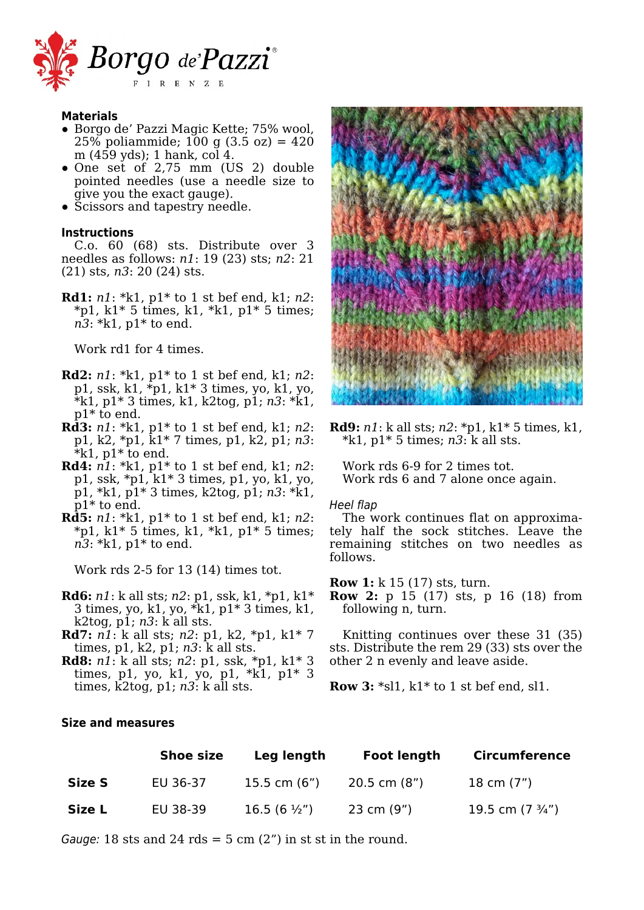Borgo de'Pazzi
FIRENZE

**Materials**

- Borgo de' Pazzi Magic Kette; 75% wool, 25% poliammide; 100 g (3.5 oz) = 420 m (459 yds); 1 hank, col 4.
- One set of 2,75 mm (US 2) double pointed needles (use a needle size to give you the exact gauge).
- Scissors and tapestry needle.

**Instructions**

C.o. 60 (68) sts. Distribute over 3 needles as follows: *n1*: 19 (23) sts; *n2*: 21 (21) sts, *n3*: 20 (24) sts.

**Rd1:** *n1*: *k1, p1* to 1 st bef end, k1; *n2*: *p1, k1* 5 times, k1, *k1, p1* 5 times; *n3*: *k1, p1* to end.

Work rd1 for 4 times.

**Rd2:** *n1*: *k1, p1* to 1 st bef end, k1; *n2*: p1, ssk, k1, *p1, k1* 3 times, yo, k1, yo, *k1, p1* 3 times, k1, k2tog, p1; *n3*: *k1, p1* to end.
**Rd3:** *n1*: *k1, p1* to 1 st bef end, k1; *n2*: p1, k2, *p1, k1* 7 times, p1, k2, p1; *n3*: *k1, p1* to end.
**Rd4:** *n1*: *k1, p1* to 1 st bef end, k1; *n2*: p1, ssk, *p1, k1* 3 times, p1, yo, k1, yo, p1, *k1, p1* 3 times, k2tog, p1; *n3*: *k1, p1* to end.
**Rd5:** *n1*: *k1, p1* to 1 st bef end, k1; *n2*: *p1, k1* 5 times, k1, *k1, p1* 5 times; *n3*: *k1, p1* to end.

Work rds 2-5 for 13 (14) times tot.

**Rd6:** *n1*: k all sts; *n2*: p1, ssk, k1, *p1, k1* 3 times, yo, k1, yo, *k1, p1* 3 times, k1, k2tog, p1; *n3*: k all sts.
**Rd7:** *n1*: k all sts; *n2*: p1, k2, *p1, k1* 7 times, p1, k2, p1; *n3*: k all sts.
**Rd8:** *n1*: k all sts; *n2*: p1, ssk, *p1, k1* 3 times, p1, yo, k1, yo, p1, *k1, p1* 3 times, k2tog, p1; *n3*: k all sts.
**Rd9:** *n1*: k all sts; *n2*: *p1, k1* 5 times, k1, *k1, p1* 5 times; *n3*: k all sts.

Work rds 6-9 for 2 times tot.
Work rds 6 and 7 alone once again.

*Heel flap*

The work continues flat on approximately half the sock stitches. Leave the remaining stitches on two needles as follows.

**Row 1:** k 15 (17) sts, turn.
**Row 2:** p 15 (17) sts, p 16 (18) from following n, turn.

Knitting continues over these 31 (35) sts. Distribute the rem 29 (33) sts over the other 2 n evenly and leave aside.

**Row 3:** *sl1, k1* to 1 st bef end, sl1.

**Size and measures**

| | Shoe size | Leg length | Foot length | Circumference |
|---|---|---|---|---|
| **Size S** | EU 36-37 | 15.5 cm (6") | 20.5 cm (8") | 18 cm (7") |
| **Size L** | EU 38-39 | 16.5 (6 ½") | 23 cm (9") | 19.5 cm (7 ¾") |

*Gauge:* 18 sts and 24 rds = 5 cm (2") in st st in the round.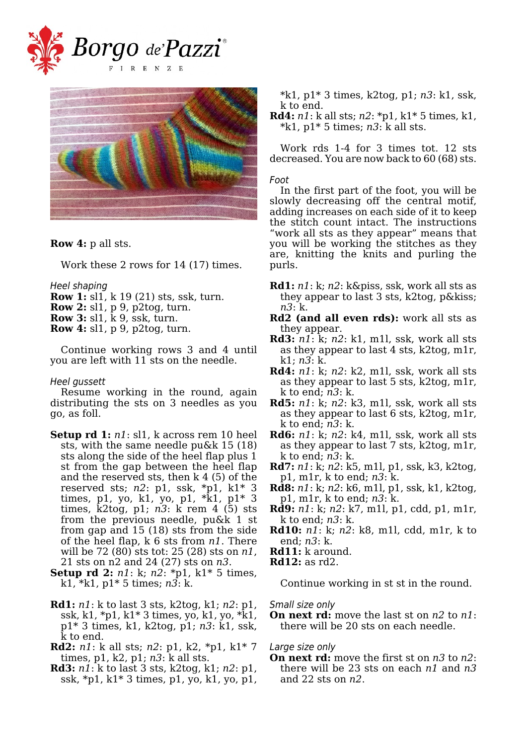**Row 4:** p all sts.

Work these 2 rows for 14 (17) times.

*Heel shaping*

**Row 1:** sl1, k 19 (21) sts, ssk, turn.
**Row 2:** sl1, p 9, p2tog, turn.
**Row 3:** sl1, k 9, ssk, turn.
**Row 4:** sl1, p 9, p2tog, turn.

Continue working rows 3 and 4 until you are left with 11 sts on the needle.

*Heel gussett*

Resume working in the round, again distributing the sts on 3 needles as you go, as foll.

**Setup rd 1:** *n1*: sl1, k across rem 10 heel sts, with the same needle pu&k 15 (18) sts along the side of the heel flap plus 1 st from the gap between the heel flap and the reserved sts, then k 4 (5) of the reserved sts; *n2*: p1, ssk, *p1, k1* 3 times, p1, yo, k1, yo, p1, *k1, p1* 3 times, k2tog, p1; *n3*: k rem 4 (5) sts from the previous needle, pu&k 1 st from gap and 15 (18) sts from the side of the heel flap, k 6 sts from *n1*. There will be 72 (80) sts tot: 25 (28) sts on *n1*, 21 sts on n2 and 24 (27) sts on *n3*.
**Setup rd 2:** *n1*: k; *n2*: *p1, k1* 5 times, k1, *k1, p1* 5 times; *n3*: k.

**Rd1:** *n1*: k to last 3 sts, k2tog, k1; *n2*: p1, ssk, k1, *p1, k1* 3 times, yo, k1, yo, *k1, p1* 3 times, k1, k2tog, p1; *n3*: k1, ssk, k to end.
**Rd2:** *n1*: k all sts; *n2*: p1, k2, *p1, k1* 7 times, p1, k2, p1; *n3*: k all sts.
**Rd3:** *n1*: k to last 3 sts, k2tog, k1; *n2*: p1, ssk, *p1, k1* 3 times, p1, yo, k1, yo, p1, *k1, p1* 3 times, k2tog, p1; *n3*: k1, ssk, k to end.
**Rd4:** *n1*: k all sts; *n2*: *p1, k1* 5 times, k1, *k1, p1* 5 times; *n3*: k all sts.

Work rds 1-4 for 3 times tot. 12 sts decreased. You are now back to 60 (68) sts.

*Foot*

In the first part of the foot, you will be slowly decreasing off the central motif, adding increases on each side of it to keep the stitch count intact. The instructions "work all sts as they appear" means that you will be working the stitches as they are, knitting the knits and purling the purls.

**Rd1:** *n1*: k; *n2*: k&piss, ssk, work all sts as they appear to last 3 sts, k2tog, p&kiss; *n3*: k.
**Rd2 (and all even rds):** work all sts as they appear.
**Rd3:** *n1*: k; *n2*: k1, m1l, ssk, work all sts as they appear to last 4 sts, k2tog, m1r, k1; *n3*: k.
**Rd4:** *n1*: k; *n2*: k2, m1l, ssk, work all sts as they appear to last 5 sts, k2tog, m1r, k to end; *n3*: k.
**Rd5:** *n1*: k; *n2*: k3, m1l, ssk, work all sts as they appear to last 6 sts, k2tog, m1r, k to end; *n3*: k.
**Rd6:** *n1*: k; *n2*: k4, m1l, ssk, work all sts as they appear to last 7 sts, k2tog, m1r, k to end; *n3*: k.
**Rd7:** *n1*: k; *n2*: k5, m1l, p1, ssk, k3, k2tog, p1, m1r, k to end; *n3*: k.
**Rd8:** *n1*: k; *n2*: k6, m1l, p1, ssk, k1, k2tog, p1, m1r, k to end; *n3*: k.
**Rd9:** *n1*: k; *n2*: k7, m1l, p1, cdd, p1, m1r, k to end; *n3*: k.
**Rd10:** *n1*: k; *n2*: k8, m1l, cdd, m1r, k to end; *n3*: k.
**Rd11:** k around.
**Rd12:** as rd2.

Continue working in st st in the round.

*Small size only*

**On next rd:** move the last st on *n2* to *n1*: there will be 20 sts on each needle.

*Large size only*

**On next rd:** move the first st on *n3* to *n2*: there will be 23 sts on each *n1* and *n3* and 22 sts on *n2*.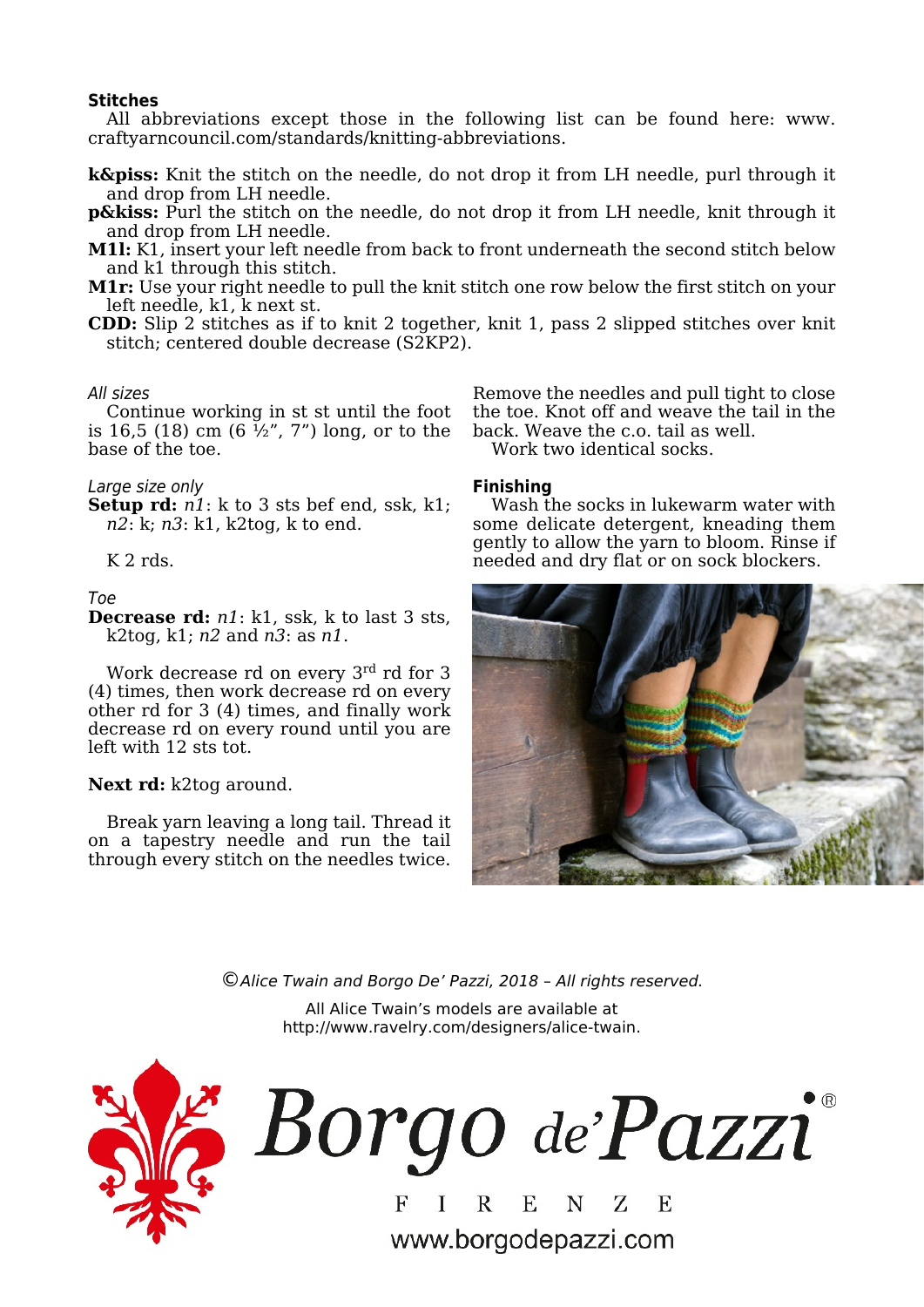### Stitches

All abbreviations except those in the following list can be found here: www.craftyarncouncil.com/standards/knitting-abbreviations.

**k&piss:** Knit the stitch on the needle, do not drop it from LH needle, purl through it and drop from LH needle.
**p&kiss:** Purl the stitch on the needle, do not drop it from LH needle, knit through it and drop from LH needle.
**M1l:** K1, insert your left needle from back to front underneath the second stitch below and k1 through this stitch.
**M1r:** Use your right needle to pull the knit stitch one row below the first stitch on your left needle, k1, k next st.
**CDD:** Slip 2 stitches as if to knit 2 together, knit 1, pass 2 slipped stitches over knit stitch; centered double decrease (S2KP2).

*All sizes*

Continue working in st st until the foot is 16,5 (18) cm (6 ½", 7") long, or to the base of the toe.

*Large size only*

**Setup rd:** *n1*: k to 3 sts bef end, ssk, k1; *n2*: k; *n3*: k1, k2tog, k to end.

K 2 rds.

*Toe*

**Decrease rd:** *n1*: k1, ssk, k to last 3 sts, k2tog, k1; *n2* and *n3*: as *n1*.

Work decrease rd on every 3rd rd for 3 (4) times, then work decrease rd on every other rd for 3 (4) times, and finally work decrease rd on every round until you are left with 12 sts tot.

**Next rd:** k2tog around.

Break yarn leaving a long tail. Thread it on a tapestry needle and run the tail through every stitch on the needles twice. Remove the needles and pull tight to close the toe. Knot off and weave the tail in the back. Weave the c.o. tail as well.

Work two identical socks.

### Finishing

Wash the socks in lukewarm water with some delicate detergent, kneading them gently to allow the yarn to bloom. Rinse if needed and dry flat or on sock blockers.

*©Alice Twain and Borgo De' Pazzi, 2018 – All rights reserved.*

All Alice Twain's models are available at http://www.ravelry.com/designers/alice-twain.

Borgo de'Pazzi®
FIRENZE
www.borgodepazzi.com